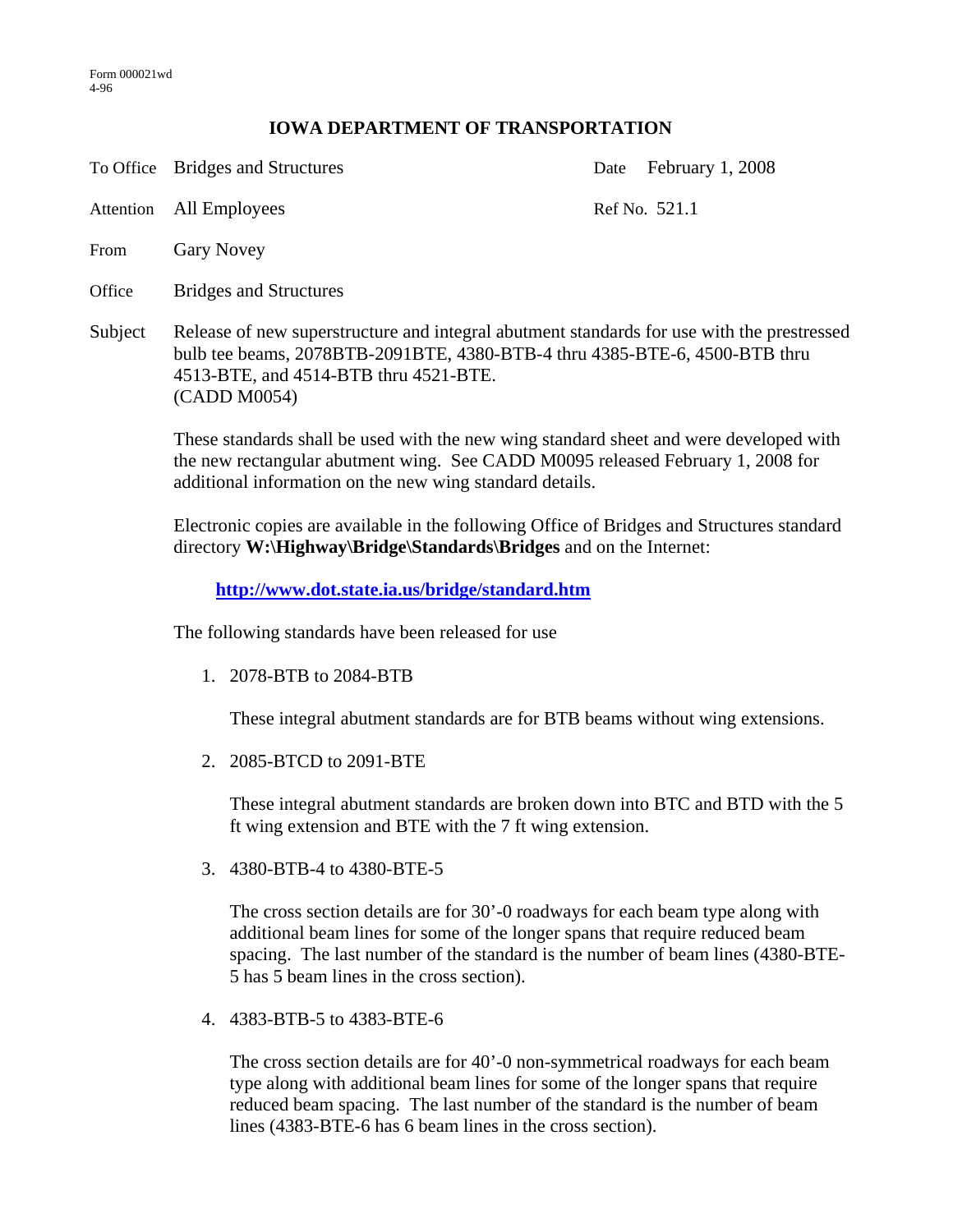Form 000021wd
4-96

# IOWA DEPARTMENT OF TRANSPORTATION

To Office Bridges and Structures — Date February 1, 2008

Attention All Employees — Ref No. 521.1

From Gary Novey

Office Bridges and Structures

Subject Release of new superstructure and integral abutment standards for use with the prestressed bulb tee beams, 2078BTB-2091BTE, 4380-BTB-4 thru 4385-BTE-6, 4500-BTB thru 4513-BTE, and 4514-BTB thru 4521-BTE.
(CADD M0054)

These standards shall be used with the new wing standard sheet and were developed with the new rectangular abutment wing. See CADD M0095 released February 1, 2008 for additional information on the new wing standard details.

Electronic copies are available in the following Office of Bridges and Structures standard directory **W:\Highway\Bridge\Standards\Bridges** and on the Internet:

**http://www.dot.state.ia.us/bridge/standard.htm**

The following standards have been released for use

1. 2078-BTB to 2084-BTB

   These integral abutment standards are for BTB beams without wing extensions.

2. 2085-BTCD to 2091-BTE

   These integral abutment standards are broken down into BTC and BTD with the 5 ft wing extension and BTE with the 7 ft wing extension.

3. 4380-BTB-4 to 4380-BTE-5

   The cross section details are for 30'-0 roadways for each beam type along with additional beam lines for some of the longer spans that require reduced beam spacing. The last number of the standard is the number of beam lines (4380-BTE-5 has 5 beam lines in the cross section).

4. 4383-BTB-5 to 4383-BTE-6

   The cross section details are for 40'-0 non-symmetrical roadways for each beam type along with additional beam lines for some of the longer spans that require reduced beam spacing. The last number of the standard is the number of beam lines (4383-BTE-6 has 6 beam lines in the cross section).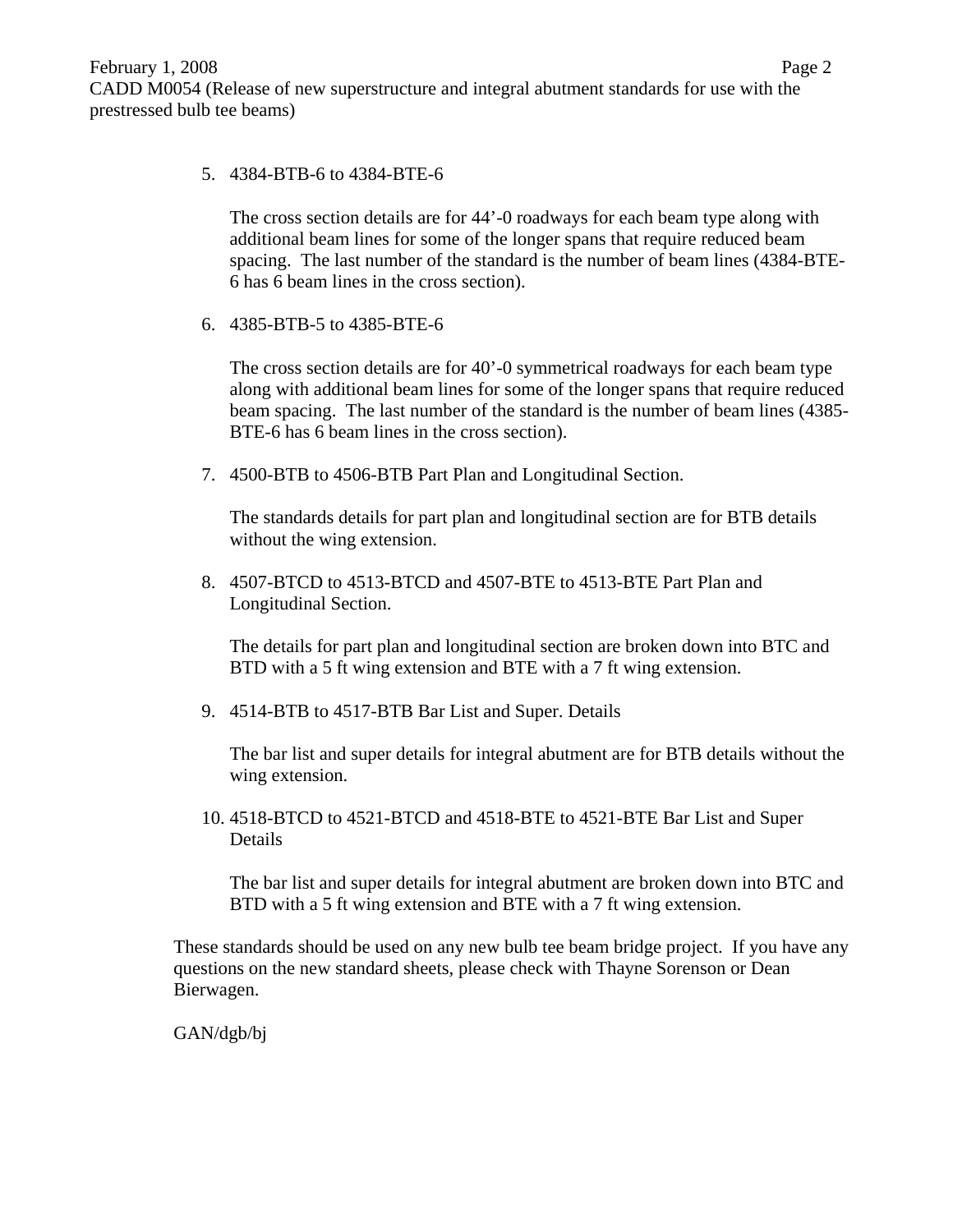5. 4384-BTB-6 to 4384-BTE-6

   The cross section details are for 44'-0 roadways for each beam type along with additional beam lines for some of the longer spans that require reduced beam spacing. The last number of the standard is the number of beam lines (4384-BTE-6 has 6 beam lines in the cross section).

6. 4385-BTB-5 to 4385-BTE-6

   The cross section details are for 40'-0 symmetrical roadways for each beam type along with additional beam lines for some of the longer spans that require reduced beam spacing. The last number of the standard is the number of beam lines (4385-BTE-6 has 6 beam lines in the cross section).

7. 4500-BTB to 4506-BTB Part Plan and Longitudinal Section.

   The standards details for part plan and longitudinal section are for BTB details without the wing extension.

8. 4507-BTCD to 4513-BTCD and 4507-BTE to 4513-BTE Part Plan and Longitudinal Section.

   The details for part plan and longitudinal section are broken down into BTC and BTD with a 5 ft wing extension and BTE with a 7 ft wing extension.

9. 4514-BTB to 4517-BTB Bar List and Super. Details

   The bar list and super details for integral abutment are for BTB details without the wing extension.

10. 4518-BTCD to 4521-BTCD and 4518-BTE to 4521-BTE Bar List and Super Details

    The bar list and super details for integral abutment are broken down into BTC and BTD with a 5 ft wing extension and BTE with a 7 ft wing extension.

These standards should be used on any new bulb tee beam bridge project. If you have any questions on the new standard sheets, please check with Thayne Sorenson or Dean Bierwagen.

GAN/dgb/bj